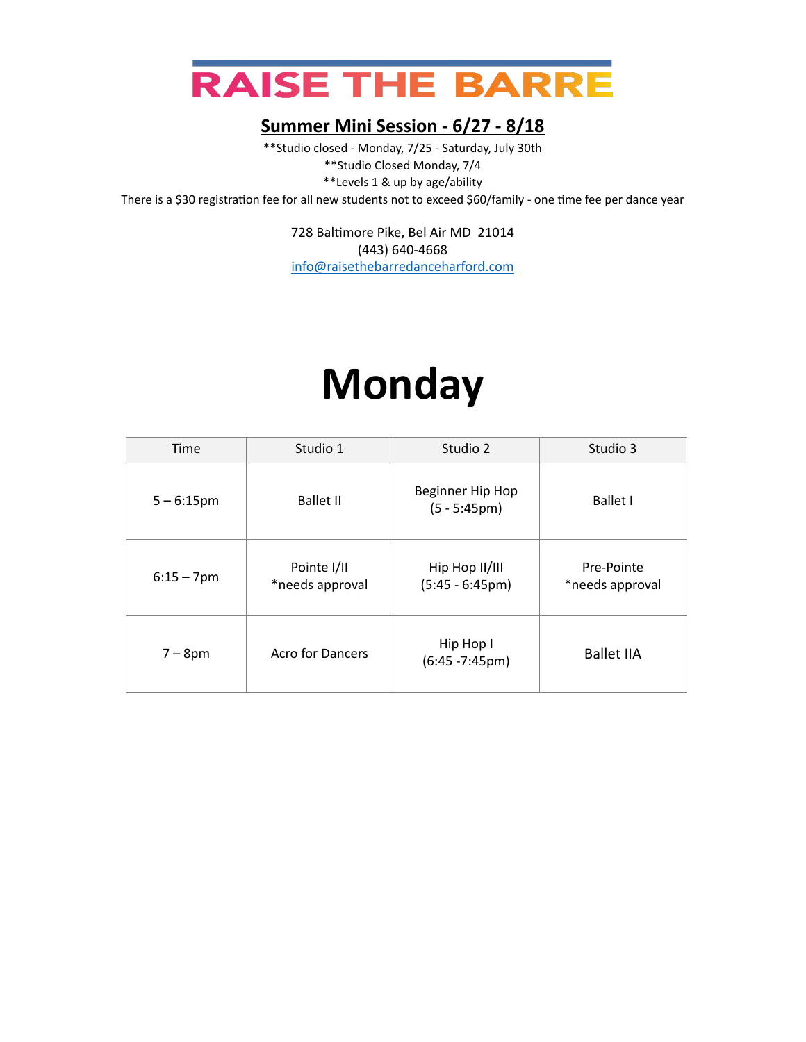# RAISE THE BARRE

## Summer Mini Session - 6/27 - 8/18

**Studio closed - Monday, 7/25 - Saturday, July 30th

**Studio Closed Monday, 7/4

**Levels 1 & up by age/ability

There is a $30 registration fee for all new students not to exceed $60/family - one time fee per dance year

728 Baltimore Pike, Bel Air MD 21014
(443) 640-4668
info@raisethebarredanceharford.com

# Monday

| Time | Studio 1 | Studio 2 | Studio 3 |
|---|---|---|---|
| 5 – 6:15pm | Ballet II | Beginner Hip Hop (5 - 5:45pm) | Ballet I |
| 6:15 – 7pm | Pointe I/II *needs approval | Hip Hop II/III (5:45 - 6:45pm) | Pre-Pointe *needs approval |
| 7 – 8pm | Acro for Dancers | Hip Hop I (6:45 -7:45pm) | Ballet IIA |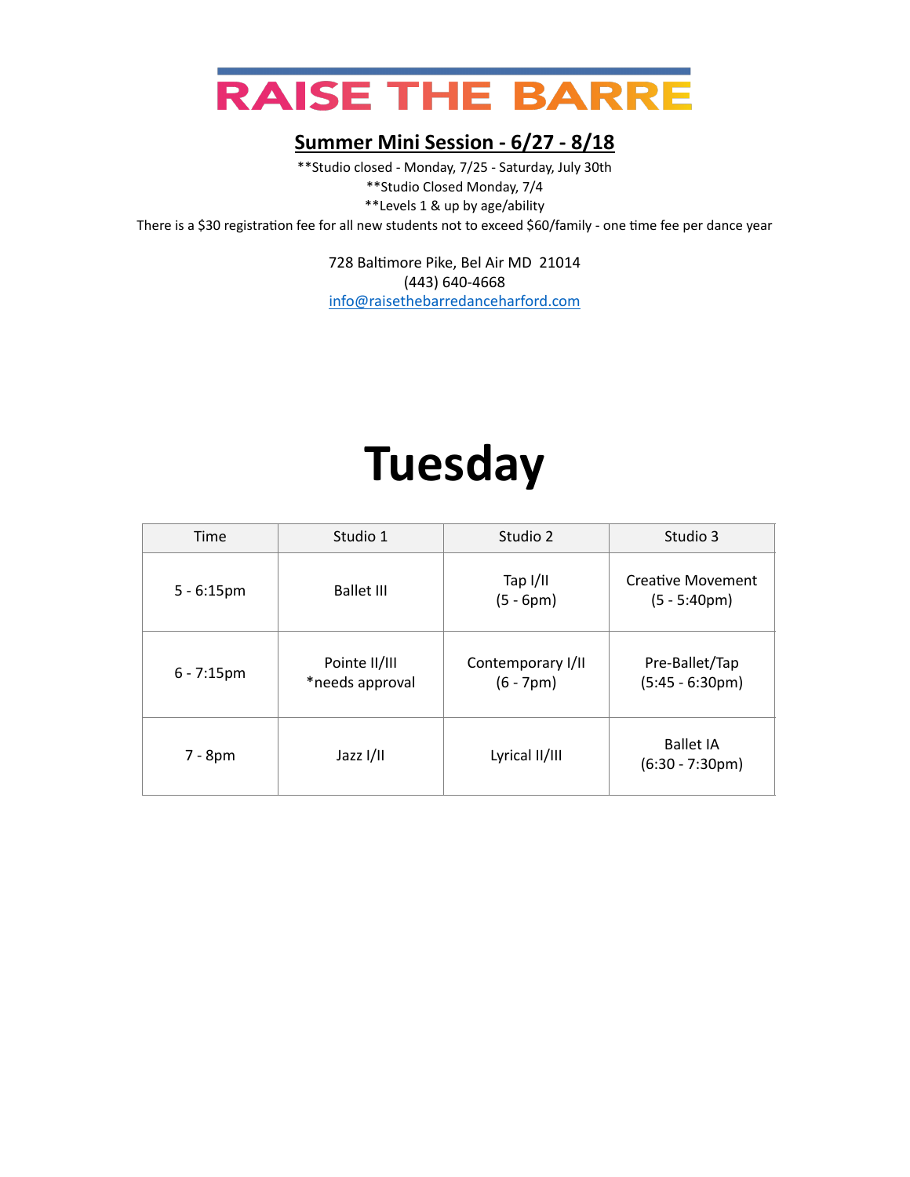# RAISE THE BARRE

## Summer Mini Session - 6/27 - 8/18

**Studio closed - Monday, 7/25 - Saturday, July 30th
**Studio Closed Monday, 7/4
**Levels 1 & up by age/ability
There is a $30 registration fee for all new students not to exceed $60/family - one time fee per dance year

728 Baltimore Pike, Bel Air MD 21014
(443) 640-4668
info@raisethebarredanceharford.com

# Tuesday

| Time | Studio 1 | Studio 2 | Studio 3 |
| --- | --- | --- | --- |
| 5 - 6:15pm | Ballet III | Tap I/II (5 - 6pm) | Creative Movement (5 - 5:40pm) |
| 6 - 7:15pm | Pointe II/III *needs approval | Contemporary I/II (6 - 7pm) | Pre-Ballet/Tap (5:45 - 6:30pm) |
| 7 - 8pm | Jazz I/II | Lyrical II/III | Ballet IA (6:30 - 7:30pm) |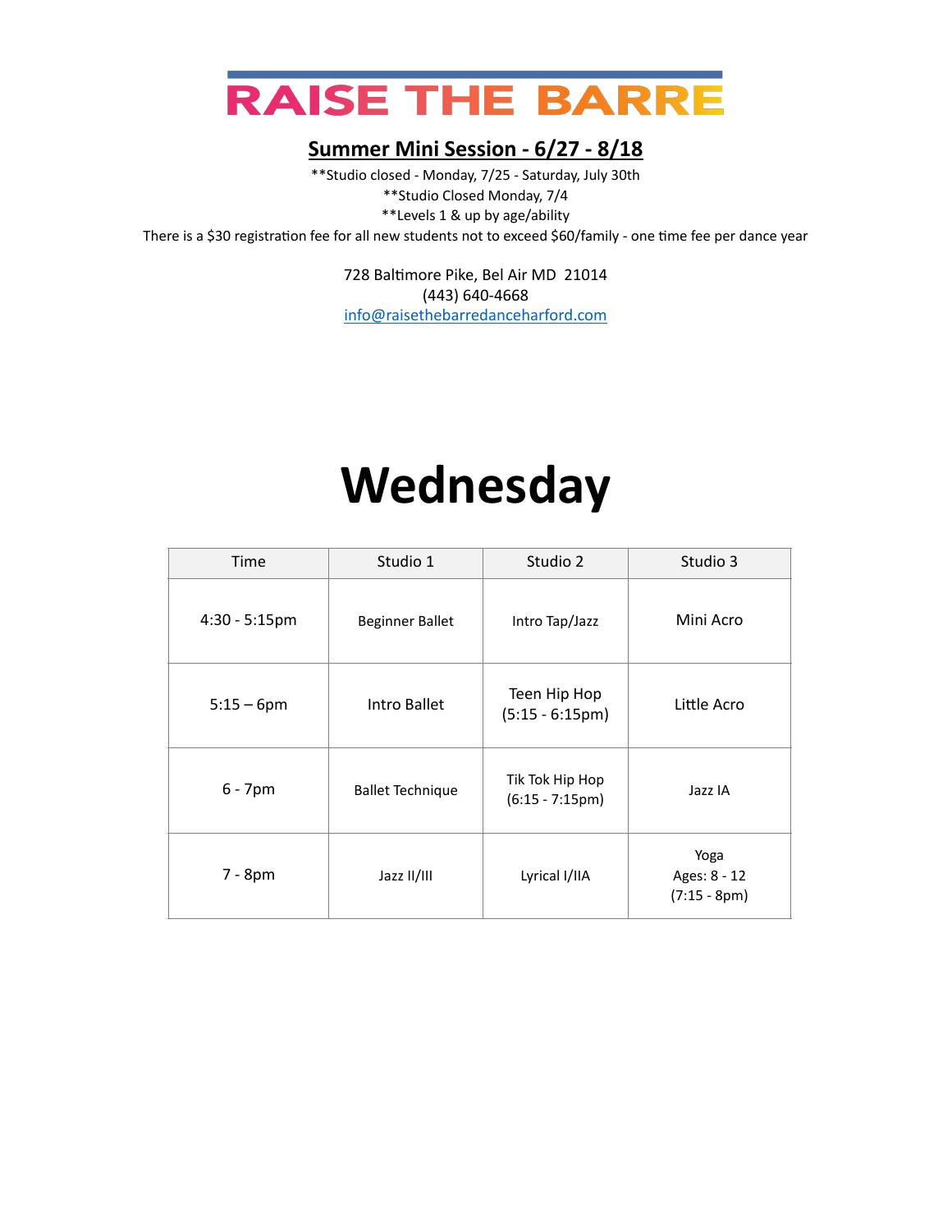# RAISE THE BARRE

## Summer Mini Session - 6/27 - 8/18

**Studio closed - Monday, 7/25 - Saturday, July 30th

**Studio Closed Monday, 7/4

**Levels 1 & up by age/ability

There is a $30 registration fee for all new students not to exceed $60/family - one time fee per dance year

728 Baltimore Pike, Bel Air MD 21014
(443) 640-4668
info@raisethebarredanceharford.com

# Wednesday

| Time | Studio 1 | Studio 2 | Studio 3 |
|---|---|---|---|
| 4:30 - 5:15pm | Beginner Ballet | Intro Tap/Jazz | Mini Acro |
| 5:15 – 6pm | Intro Ballet | Teen Hip Hop (5:15 - 6:15pm) | Little Acro |
| 6 - 7pm | Ballet Technique | Tik Tok Hip Hop (6:15 - 7:15pm) | Jazz IA |
| 7 - 8pm | Jazz II/III | Lyrical I/IIA | Yoga Ages: 8 - 12 (7:15 - 8pm) |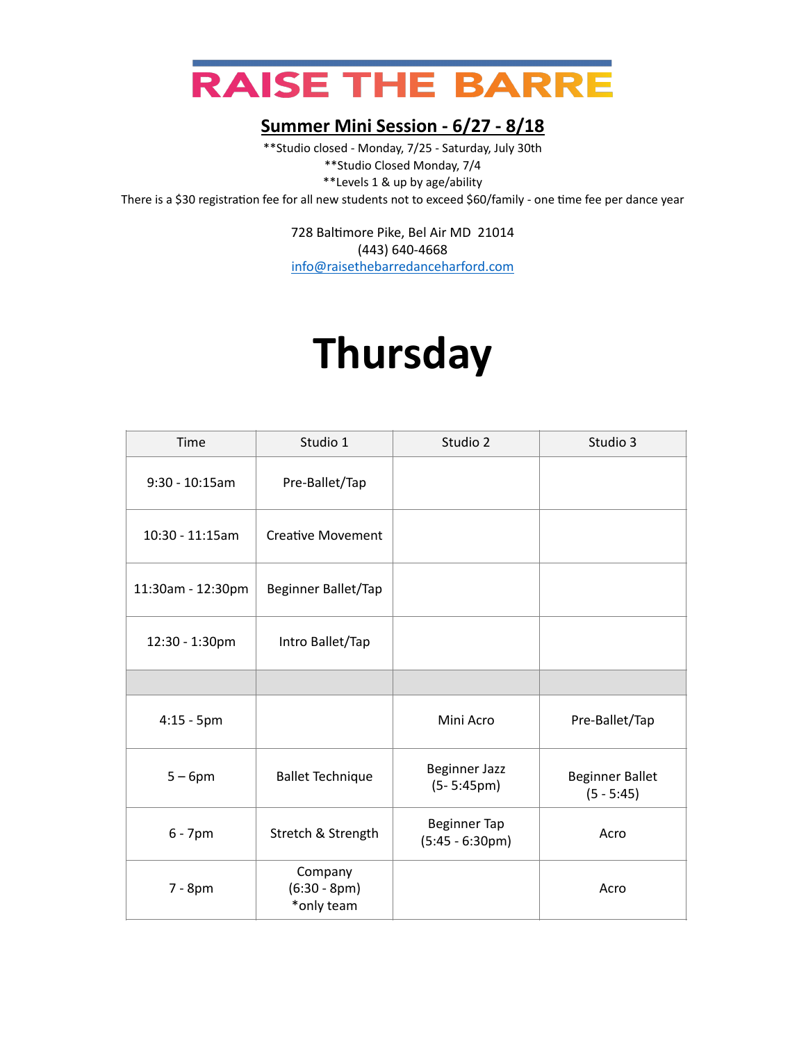# RAISE THE BARRE

## Summer Mini Session - 6/27 - 8/18

**Studio closed - Monday, 7/25 - Saturday, July 30th

**Studio Closed Monday, 7/4

**Levels 1 & up by age/ability

There is a $30 registration fee for all new students not to exceed $60/family - one time fee per dance year

728 Baltimore Pike, Bel Air MD 21014
(443) 640-4668
info@raisethebarredanceharford.com

# Thursday

| Time | Studio 1 | Studio 2 | Studio 3 |
|---|---|---|---|
| 9:30 - 10:15am | Pre-Ballet/Tap | | |
| 10:30 - 11:15am | Creative Movement | | |
| 11:30am - 12:30pm | Beginner Ballet/Tap | | |
| 12:30 - 1:30pm | Intro Ballet/Tap | | |
| | | | |
| 4:15 - 5pm | | Mini Acro | Pre-Ballet/Tap |
| 5 – 6pm | Ballet Technique | Beginner Jazz (5- 5:45pm) | Beginner Ballet (5 - 5:45) |
| 6 - 7pm | Stretch & Strength | Beginner Tap (5:45 - 6:30pm) | Acro |
| 7 - 8pm | Company (6:30 - 8pm) *only team | | Acro |